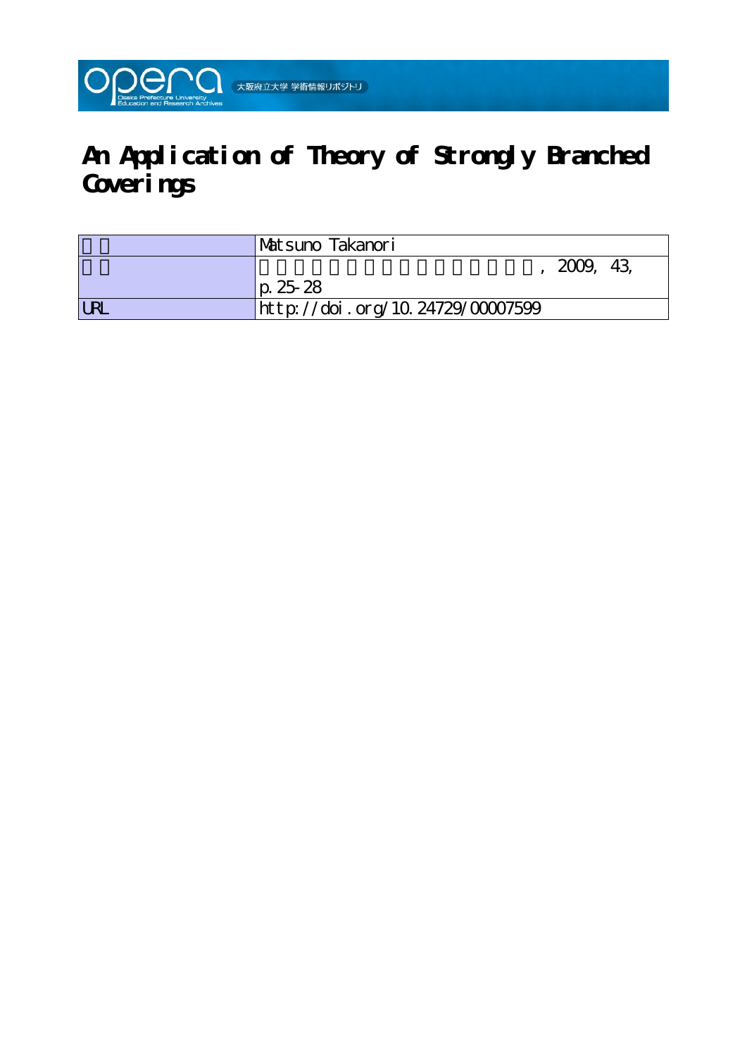# An Application of Theory of Strongly Branched Coverings

| | |
|---|---|
| | Matsuno Takanori |
| | , 2009, 43, p. 25-28 |
| URL | http://doi.org/10.24729/00007599 |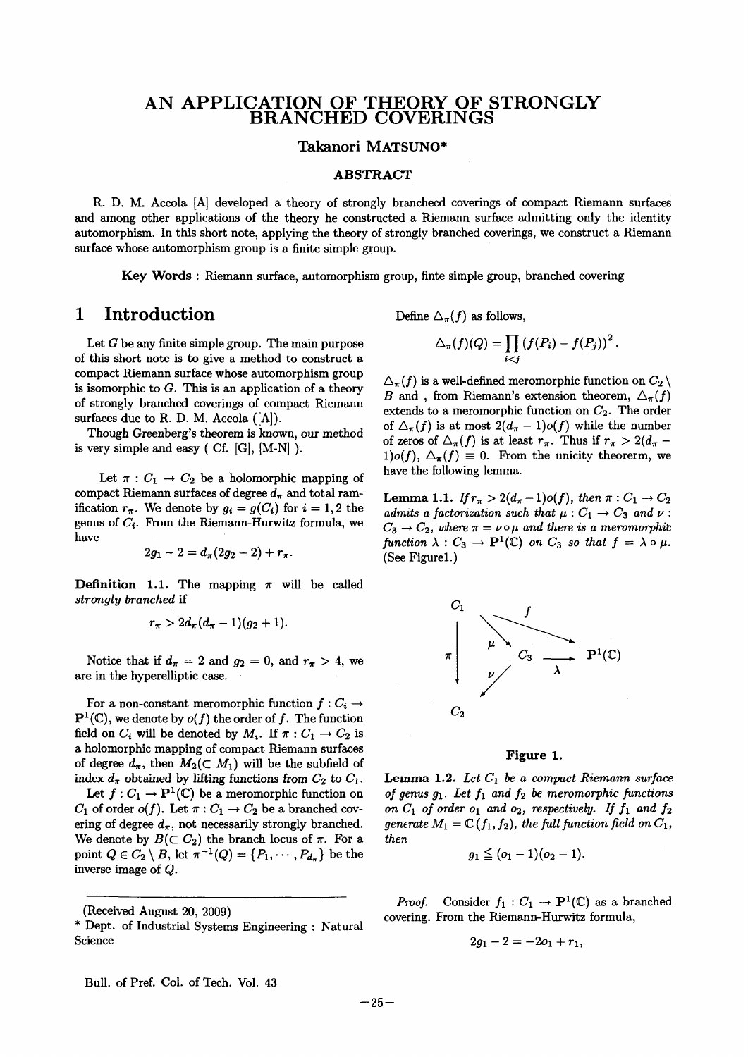# AN APPLICATION OF THEORY OF STRONGLY BRANCHED COVERINGS

**Takanori MATSUNO***

### ABSTRACT

R. D. M. Accola [A] developed a theory of strongly brancheed coverings of compact Riemann surfaces and among other applications of the theory he constructed a Riemann surface admitting only the identity automorphism. In this short note, applying the theory of strongly branched coverings, we construct a Riemann surface whose automorphism group is a finite simple group.

**Key Words** : Riemann surface, automorphism group, finte simple group, branched covering

## 1 Introduction

Let $G$ be any finite simple group. The main purpose of this short note is to give a method to construct a compact Riemann surface whose automorphism group is isomorphic to $G$. This is an application of a theory of strongly branched coverings of compact Riemann surfaces due to R. D. M. Accola ([A]).

Though Greenberg's theorem is known, our method is very simple and easy ( Cf. [G], [M-N] ).

Let $\pi : C_1 \to C_2$ be a holomorphic mapping of compact Riemann surfaces of degree $d_\pi$ and total ramification $r_\pi$. We denote by $g_i = g(C_i)$ for $i = 1, 2$ the genus of $C_i$. From the Riemann-Hurwitz formula, we have

$$2g_1 - 2 = d_\pi(2g_2 - 2) + r_\pi.$$

**Definition 1.1.** The mapping $\pi$ will be called *strongly branched* if

$$r_\pi > 2d_\pi(d_\pi - 1)(g_2 + 1).$$

Notice that if $d_\pi = 2$ and $g_2 = 0$, and $r_\pi > 4$, we are in the hyperelliptic case.

For a non-constant meromorphic function $f : C_i \to \mathbf{P}^1(\mathbb{C})$, we denote by $o(f)$ the order of $f$. The function field on $C_i$ will be denoted by $M_i$. If $\pi : C_1 \to C_2$ is a holomorphic mapping of compact Riemann surfaces of degree $d_\pi$, then $M_2 (\subset M_1)$ will be the subfield of index $d_\pi$ obtained by lifting functions from $C_2$ to $C_1$.

Let $f : C_1 \to \mathbf{P}^1(\mathbb{C})$ be a meromorphic function on $C_1$ of order $o(f)$. Let $\pi : C_1 \to C_2$ be a branched covering of degree $d_\pi$, not necessarily strongly branched. We denote by $B (\subset C_2)$ the branch locus of $\pi$. For a point $Q \in C_2 \setminus B$, let $\pi^{-1}(Q) = \{P_1, \cdots, P_{d_\pi}\}$ be the inverse image of $Q$.

Define $\triangle_\pi(f)$ as follows,

$$\triangle_\pi(f)(Q) = \prod_{i<j} (f(P_i) - f(P_j))^2.$$

$\triangle_\pi(f)$ is a well-defined meromorphic function on $C_2 \setminus B$ and , from Riemann's extension theorem, $\triangle_\pi(f)$ extends to a meromorphic function on $C_2$. The order of $\triangle_\pi(f)$ is at most $2(d_\pi - 1)o(f)$ while the number of zeros of $\triangle_\pi(f)$ is at least $r_\pi$. Thus if $r_\pi > 2(d_\pi - 1)o(f)$, $\triangle_\pi(f) \equiv 0$. From the unicity theorerm, we have the following lemma.

**Lemma 1.1.** *If $r_\pi > 2(d_\pi - 1)o(f)$, then $\pi : C_1 \to C_2$ admits a factorization such that $\mu : C_1 \to C_3$ and $\nu : C_3 \to C_2$, where $\pi = \nu \circ \mu$ and there is a meromorphic function $\lambda : C_3 \to \mathbf{P}^1(\mathbb{C})$ on $C_3$ so that $f = \lambda \circ \mu$.* (See Figure1.)

Figure 1.

**Lemma 1.2.** *Let $C_1$ be a compact Riemann surface of genus $g_1$. Let $f_1$ and $f_2$ be meromorphic functions on $C_1$ of order $o_1$ and $o_2$, respectively. If $f_1$ and $f_2$ generate $M_1 = \mathbb{C}(f_1, f_2)$, the full function field on $C_1$, then*

$$g_1 \leqq (o_1 - 1)(o_2 - 1).$$

*Proof.* Consider $f_1 : C_1 \to \mathbf{P}^1(\mathbb{C})$ as a branched covering. From the Riemann-Hurwitz formula,

$$2g_1 - 2 = -2o_1 + r_1,$$

(Received August 20, 2009)

\* Dept. of Industrial Systems Engineering : Natural Science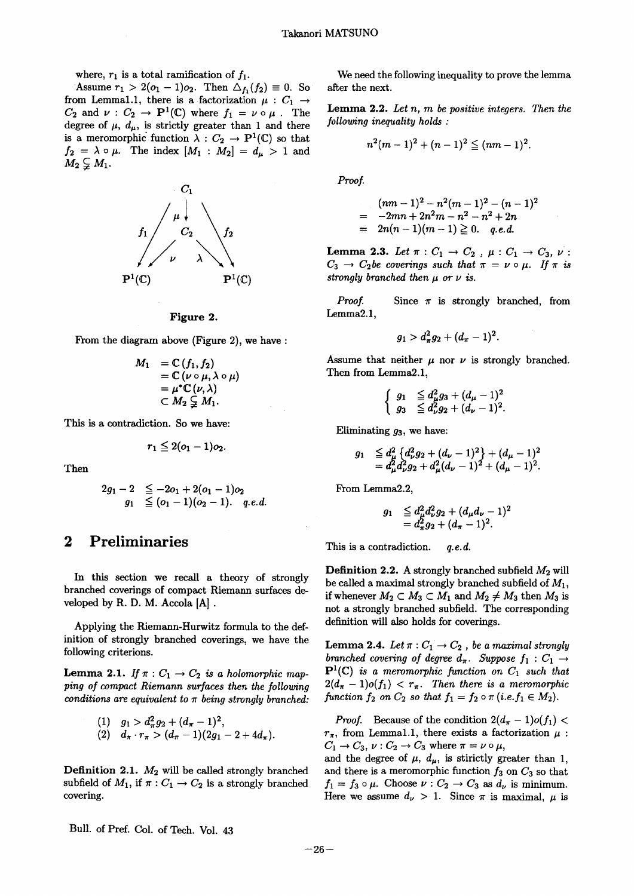where, $r_1$ is a total ramification of $f_1$.

Assume $r_1 > 2(o_1 - 1)o_2$. Then $\triangle_{f_1}(f_2) \equiv 0$. So from Lemma1.1, there is a factorization $\mu : C_1 \to C_2$ and $\nu : C_2 \to \mathbf{P}^1(\mathbb{C})$ where $f_1 = \nu \circ \mu$. The degree of $\mu$, $d_\mu$, is strictly greater than 1 and there is a meromorphic function $\lambda : C_2 \to \mathbf{P}^1(\mathbb{C})$ so that $f_2 = \lambda \circ \mu$. The index $[M_1 : M_2] = d_\mu > 1$ and $M_2 \subsetneqq M_1$.

$$
\begin{array}{ccccc}
 & & C_1 & & \\
 & \swarrow^{f_1} & \downarrow \mu & \searrow^{f_2} & \\
 & & C_2 & & \\
 \mathbf{P}^1(\mathbb{C}) & \overset{\nu}{\leftarrow} & & \overset{\lambda}{\rightarrow} & \mathbf{P}^1(\mathbb{C})
\end{array}
$$

**Figure 2.**

From the diagram above (Figure 2), we have :

$$
\begin{aligned}
M_1 &= \mathbb{C}(f_1, f_2) \\
&= \mathbb{C}(\nu \circ \mu, \lambda \circ \mu) \\
&= \mu^* \mathbb{C}(\nu, \lambda) \\
&\subset M_2 \subsetneqq M_1.
\end{aligned}
$$

This is a contradiction. So we have:

$$r_1 \leqq 2(o_1 - 1)o_2.$$

Then

$$
\begin{aligned}
2g_1 - 2 &\leqq -2o_1 + 2(o_1 - 1)o_2 \\
g_1 &\leqq (o_1 - 1)(o_2 - 1). \quad q.e.d.
\end{aligned}
$$

## 2 Preliminaries

In this section we recall a theory of strongly branched coverings of compact Riemann surfaces developed by R. D. M. Accola [A] .

Applying the Riemann-Hurwitz formula to the definition of strongly branched coverings, we have the following criterions.

**Lemma 2.1.** *If $\pi : C_1 \to C_2$ is a holomorphic mapping of compact Riemann surfaces then the following conditions are equivalent to $\pi$ being strongly branched:*

$$
\begin{aligned}
&(1) \quad g_1 > d_\pi^2 g_2 + (d_\pi - 1)^2, \\
&(2) \quad d_\pi \cdot r_\pi > (d_\pi - 1)(2g_1 - 2 + 4d_\pi).
\end{aligned}
$$

**Definition 2.1.** $M_2$ will be called strongly branched subfield of $M_1$, if $\pi : C_1 \to C_2$ is a strongly branched covering.

We need the following inequality to prove the lemma after the next.

**Lemma 2.2.** *Let $n$, $m$ be positive integers. Then the following inequality holds :*

$$n^2(m-1)^2 + (n-1)^2 \leqq (nm-1)^2.$$

*Proof.*

$$
\begin{aligned}
& (nm-1)^2 - n^2(m-1)^2 - (n-1)^2 \\
= & -2mn + 2n^2 m - n^2 - n^2 + 2n \\
= & 2n(n-1)(m-1) \geqq 0. \quad q.e.d.
\end{aligned}
$$

**Lemma 2.3.** *Let $\pi : C_1 \to C_2$ , $\mu : C_1 \to C_3$, $\nu : C_3 \to C_2$ be coverings such that $\pi = \nu \circ \mu$. If $\pi$ is strongly branched then $\mu$ or $\nu$ is.*

*Proof.* Since $\pi$ is strongly branched, from Lemma2.1,

$$g_1 > d_\pi^2 g_2 + (d_\pi - 1)^2.$$

Assume that neither $\mu$ nor $\nu$ is strongly branched. Then from Lemma2.1,

$$
\begin{cases}
g_1 & \leqq d_\mu^2 g_3 + (d_\mu - 1)^2 \\
g_3 & \leqq d_\nu^2 g_2 + (d_\nu - 1)^2.
\end{cases}
$$

Eliminating $g_3$, we have:

$$
\begin{aligned}
g_1 &\leqq d_\mu^2 \left\{ d_\nu^2 g_2 + (d_\nu - 1)^2 \right\} + (d_\mu - 1)^2 \\
&= d_\mu^2 d_\nu^2 g_2 + d_\mu^2 (d_\nu - 1)^2 + (d_\mu - 1)^2.
\end{aligned}
$$

From Lemma2.2,

$$
\begin{aligned}
g_1 &\leqq d_\mu^2 d_\nu^2 g_2 + (d_\mu d_\nu - 1)^2 \\
&= d_\pi^2 g_2 + (d_\pi - 1)^2.
\end{aligned}
$$

This is a contradiction. $\quad q.e.d.$

**Definition 2.2.** A strongly branched subfield $M_2$ will be called a maximal strongly branched subfield of $M_1$, if whenever $M_2 \subset M_3 \subset M_1$ and $M_2 \neq M_3$ then $M_3$ is not a strongly branched subfield. The corresponding definition will also holds for coverings.

**Lemma 2.4.** *Let $\pi : C_1 \to C_2$ , be a maximal strongly branched covering of degree $d_\pi$. Suppose $f_1 : C_1 \to \mathbf{P}^1(\mathbb{C})$ is a meromorphic function on $C_1$ such that $2(d_\pi - 1)o(f_1) < r_\pi$. Then there is a meromorphic function $f_2$ on $C_2$ so that $f_1 = f_2 \circ \pi$ (i.e.$f_1 \in M_2$).*

*Proof.* Because of the condition $2(d_\pi - 1)o(f_1) < r_\pi$, from Lemma1.1, there exists a factorization $\mu : C_1 \to C_3$, $\nu : C_2 \to C_3$ where $\pi = \nu \circ \mu$, and the degree of $\mu$, $d_\mu$, is stirictly greater than 1, and there is a meromorphic function $f_3$ on $C_3$ so that $f_1 = f_3 \circ \mu$. Choose $\nu : C_2 \to C_3$ as $d_\nu$ is minimum. Here we assume $d_\nu > 1$. Since $\pi$ is maximal, $\mu$ is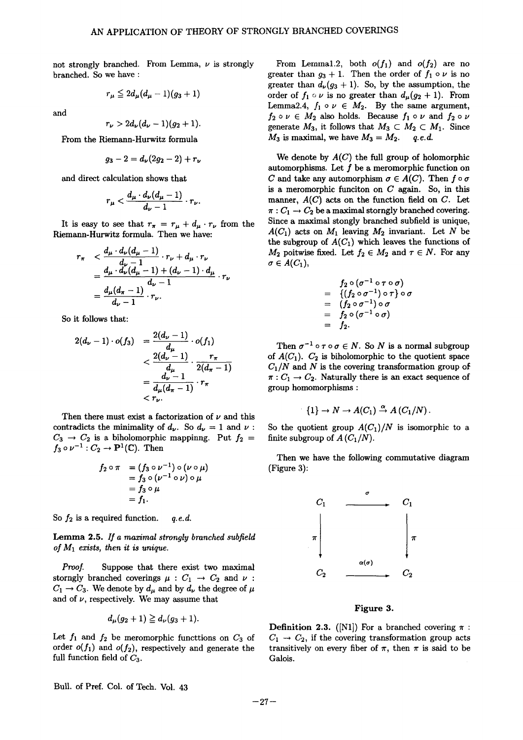not strongly branched. From Lemma, $\nu$ is strongly branched. So we have :

$$r_\mu \leqq 2d_\mu(d_\mu - 1)(g_3 + 1)$$

and

$$r_\nu > 2d_\nu(d_\nu - 1)(g_2 + 1).$$

From the Riemann-Hurwitz formula

$$g_3 - 2 = d_\nu(2g_2 - 2) + r_\nu$$

and direct calculation shows that

$$r_\mu < \frac{d_\mu \cdot d_\nu(d_\mu - 1)}{d_\nu - 1} \cdot r_\nu.$$

It is easy to see that $r_\pi = r_\mu + d_\mu \cdot r_\nu$ from the Riemann-Hurwitz formula. Then we have:

$$\begin{aligned} r_\pi &< \frac{d_\mu \cdot d_\nu(d_\mu - 1)}{d_\nu - 1} \cdot r_\nu + d_\mu \cdot r_\nu \\ &= \frac{d_\mu \cdot d_\nu(d_\mu - 1) + (d_\nu - 1) \cdot d_\mu}{d_\nu - 1} \cdot r_\nu \\ &= \frac{d_\mu(d_\pi - 1)}{d_\nu - 1} \cdot r_\nu. \end{aligned}$$

So it follows that:

$$\begin{aligned} 2(d_\nu - 1) \cdot o(f_3) &= \frac{2(d_\nu - 1)}{d_\mu} \cdot o(f_1) \\ &< \frac{2(d_\nu - 1)}{d_\mu} \cdot \frac{r_\pi}{2(d_\pi - 1)} \\ &= \frac{d_\nu - 1}{d_\mu(d_\pi - 1)} \cdot r_\pi \\ &< r_\nu. \end{aligned}$$

Then there must exist a factorization of $\nu$ and this contradicts the minimality of $d_\nu$. So $d_\nu = 1$ and $\nu : C_3 \to C_2$ is a biholomorphic mappinng. Put $f_2 = f_3 \circ \nu^{-1} : C_2 \to \mathbf{P}^1(\mathbf{C})$. Then

$$\begin{aligned} f_2 \circ \pi &= (f_3 \circ \nu^{-1}) \circ (\nu \circ \mu) \\ &= f_3 \circ (\nu^{-1} \circ \nu) \circ \mu \\ &= f_3 \circ \mu \\ &= f_1. \end{aligned}$$

So $f_2$ is a required function. *q.e.d.*

**Lemma 2.5.** *If a maximal strongly branched subfield of $M_1$ exists, then it is unique.*

*Proof.* Suppose that there exist two maximal storngly branched coverings $\mu : C_1 \to C_2$ and $\nu : C_1 \to C_3$. We denote by $d_\mu$ and by $d_\nu$ the degree of $\mu$ and of $\nu$, respectively. We may assume that

$$d_\mu(g_2 + 1) \geqq d_\nu(g_3 + 1).$$

Let $f_1$ and $f_2$ be meromorphic functtions on $C_3$ of order $o(f_1)$ and $o(f_2)$, respectively and generate the full function field of $C_3$.

From Lemma1.2, both $o(f_1)$ and $o(f_2)$ are no greater than $g_3 + 1$. Then the order of $f_1 \circ \nu$ is no greater than $d_\nu(g_3 + 1)$. So, by the assumption, the order of $f_1 \circ \nu$ is no greater than $d_\mu(g_2 + 1)$. From Lemma2.4, $f_1 \circ \nu \in M_2$. By the same argument, $f_2 \circ \nu \in M_2$ also holds. Because $f_1 \circ \nu$ and $f_2 \circ \nu$ generate $M_3$, it follows that $M_3 \subset M_2 \subset M_1$. Since $M_3$ is maximal, we have $M_3 = M_2$. *q.e.d.*

We denote by $A(C)$ the full group of holomorphic automorphisms. Let $f$ be a meromorphic function on $C$ and take any automorphism $\sigma \in A(C)$. Then $f \circ \sigma$ is a meromorphic funciton on $C$ again. So, in this manner, $A(C)$ acts on the function field on $C$. Let $\pi : C_1 \to C_2$ be a maximal storngly branched covering. Since a maximal stongly branched subfield is unique, $A(C_1)$ acts on $M_1$ leaving $M_2$ invariant. Let $N$ be the subgroup of $A(C_1)$ which leaves the functions of $M_2$ poitwise fixed. Let $f_2 \in M_2$ and $\tau \in N$. For any $\sigma \in A(C_1)$,

$$\begin{aligned} & f_2 \circ (\sigma^{-1} \circ \tau \circ \sigma) \\ = \ & \{(f_2 \circ \sigma^{-1}) \circ \tau\} \circ \sigma \\ = \ & (f_2 \circ \sigma^{-1}) \circ \sigma \\ = \ & f_2 \circ (\sigma^{-1} \circ \sigma) \\ = \ & f_2. \end{aligned}$$

Then $\sigma^{-1} \circ \tau \circ \sigma \in N$. So $N$ is a normal subgroup of $A(C_1)$. $C_2$ is biholomorphic to the quotient space $C_1/N$ and $N$ is the covering transformation group of $\pi : C_1 \to C_2$. Naturally there is an exact sequence of group homomorphisms :

$$\{1\} \to N \to A(C_1) \xrightarrow{\alpha} A(C_1/N).$$

So the quotient group $A(C_1)/N$ is isomorphic to a finite subgroup of $A(C_1/N)$.

Then we have the following commutative diagram (Figure 3):

$$\begin{array}{ccc} C_1 & \xrightarrow{\sigma} & C_1 \\ \downarrow \pi & & \downarrow \pi \\ C_2 & \xrightarrow{\alpha(\sigma)} & C_2 \end{array}$$

**Figure 3.**

**Definition 2.3.** ([N1]) For a branched covering $\pi : C_1 \to C_2$, if the covering transformation group acts transitively on every fiber of $\pi$, then $\pi$ is said to be Galois.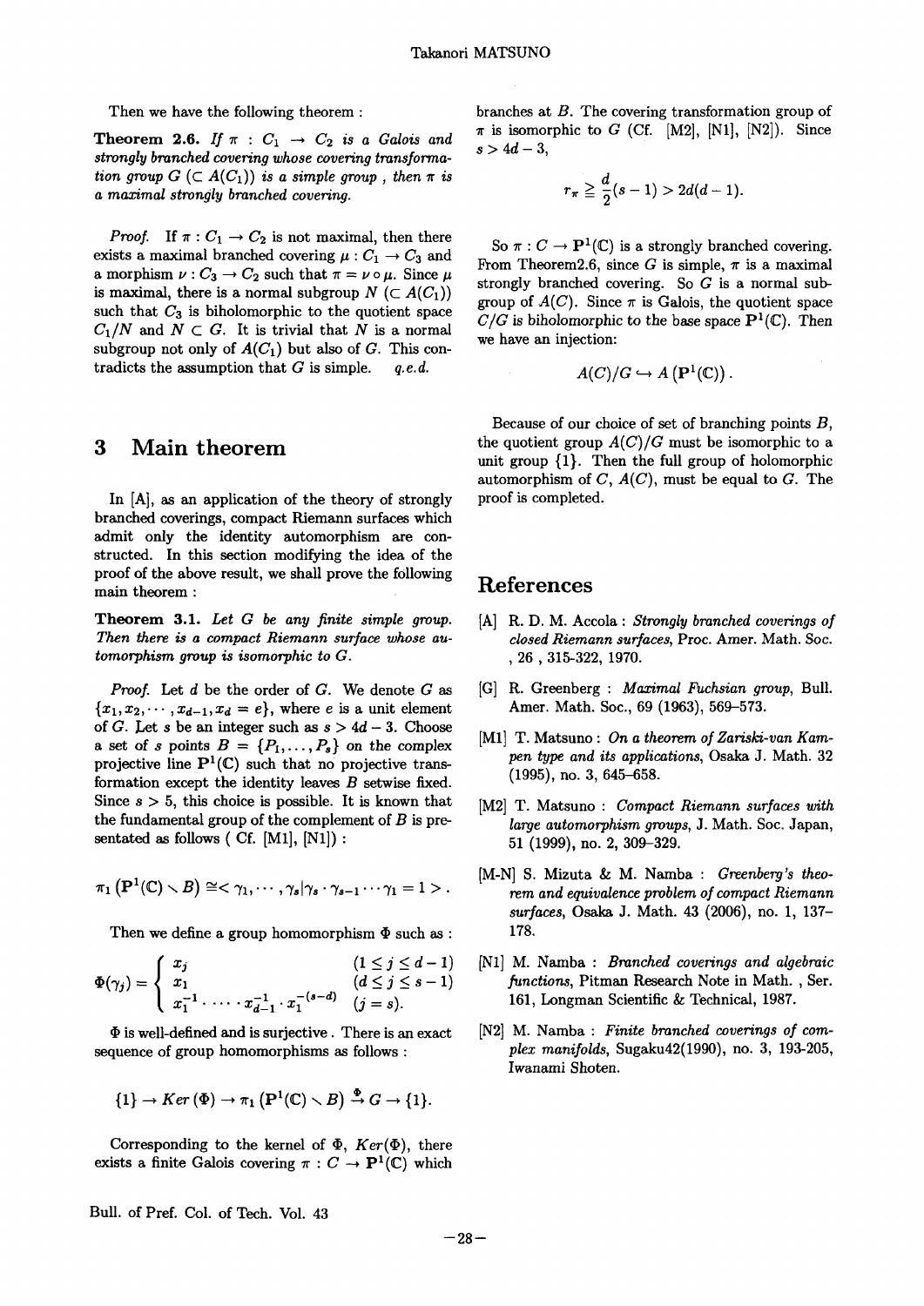Then we have the following theorem :

**Theorem 2.6.** *If $\pi : C_1 \to C_2$ is a Galois and strongly branched covering whose covering transformation group $G$ $(\subset A(C_1))$ is a simple group , then $\pi$ is a maximal strongly branched covering.*

*Proof.* If $\pi : C_1 \to C_2$ is not maximal, then there exists a maximal branched covering $\mu : C_1 \to C_3$ and a morphism $\nu : C_3 \to C_2$ such that $\pi = \nu \circ \mu$. Since $\mu$ is maximal, there is a normal subgroup $N$ $(\subset A(C_1))$ such that $C_3$ is biholomorphic to the quotient space $C_1/N$ and $N \subset G$. It is trivial that $N$ is a normal subgroup not only of $A(C_1)$ but also of $G$. This contradicts the assumption that $G$ is simple. *q.e.d.*

## 3 Main theorem

In [A], as an application of the theory of strongly branched coverings, compact Riemann surfaces which admit only the identity automorphism are constructed. In this section modifying the idea of the proof of the above result, we shall prove the following main theorem :

**Theorem 3.1.** *Let $G$ be any finite simple group. Then there is a compact Riemann surface whose automorphism group is isomorphic to $G$.*

*Proof.* Let $d$ be the order of $G$. We denote $G$ as $\{x_1, x_2, \cdots, x_{d-1}, x_d = e\}$, where $e$ is a unit element of $G$. Let $s$ be an integer such as $s > 4d - 3$. Choose a set of $s$ points $B = \{P_1, \ldots, P_s\}$ on the complex projective line $\mathbf{P}^1(\mathbb{C})$ such that no projective transformation except the identity leaves $B$ setwise fixed. Since $s > 5$, this choice is possible. It is known that the fundamental group of the complement of $B$ is presentated as follows ( Cf. [M1], [N1]) :

$$\pi_1\left(\mathbf{P}^1(\mathbb{C}) \setminus B\right) \cong < \gamma_1, \cdots, \gamma_s | \gamma_s \cdot \gamma_{s-1} \cdots \gamma_1 = 1 > .$$

Then we define a group homomorphism $\Phi$ such as :

$$\Phi(\gamma_j) = \begin{cases} x_j & (1 \leq j \leq d-1) \\ x_1 & (d \leq j \leq s-1) \\ x_1^{-1} \cdot \cdots \cdot x_{d-1}^{-1} \cdot x_1^{-(s-d)} & (j = s). \end{cases}$$

$\Phi$ is well-defined and is surjective . There is an exact sequence of group homomorphisms as follows :

$$\{1\} \to Ker\,(\Phi) \to \pi_1\left(\mathbf{P}^1(\mathbb{C}) \setminus B\right) \xrightarrow{\Phi} G \to \{1\}.$$

Corresponding to the kernel of $\Phi$, $Ker(\Phi)$, there exists a finite Galois covering $\pi : C \to \mathbf{P}^1(\mathbb{C})$ which branches at $B$. The covering transformation group of $\pi$ is isomorphic to $G$ (Cf. [M2], [N1], [N2]). Since $s > 4d - 3$,

$$r_\pi \geqq \frac{d}{2}(s-1) > 2d(d-1).$$

So $\pi : C \to \mathbf{P}^1(\mathbb{C})$ is a strongly branched covering. From Theorem2.6, since $G$ is simple, $\pi$ is a maximal strongly branched covering. So $G$ is a normal subgroup of $A(C)$. Since $\pi$ is Galois, the quotient space $C/G$ is biholomorphic to the base space $\mathbf{P}^1(\mathbb{C})$. Then we have an injection:

$$A(C)/G \hookrightarrow A\left(\mathbf{P}^1(\mathbb{C})\right).$$

Because of our choice of set of branching points $B$, the quotient group $A(C)/G$ must be isomorphic to a unit group $\{1\}$. Then the full group of holomorphic automorphism of $C$, $A(C)$, must be equal to $G$. The proof is completed.

## References

[A] R. D. M. Accola : *Strongly branched coverings of closed Riemann surfaces*, Proc. Amer. Math. Soc. , 26 , 315-322, 1970.

[G] R. Greenberg : *Maximal Fuchsian group*, Bull. Amer. Math. Soc., 69 (1963), 569–573.

[M1] T. Matsuno : *On a theorem of Zariski-van Kampen type and its applications*, Osaka J. Math. 32 (1995), no. 3, 645–658.

[M2] T. Matsuno : *Compact Riemann surfaces with large automorphism groups*, J. Math. Soc. Japan, 51 (1999), no. 2, 309–329.

[M-N] S. Mizuta & M. Namba : *Greenberg's theorem and equivalence problem of compact Riemann surfaces*, Osaka J. Math. 43 (2006), no. 1, 137–178.

[N1] M. Namba : *Branched coverings and algebraic functions*, Pitman Research Note in Math. , Ser. 161, Longman Scientific & Technical, 1987.

[N2] M. Namba : *Finite branched coverings of complex manifolds*, Sugaku42(1990), no. 3, 193-205, Iwanami Shoten.